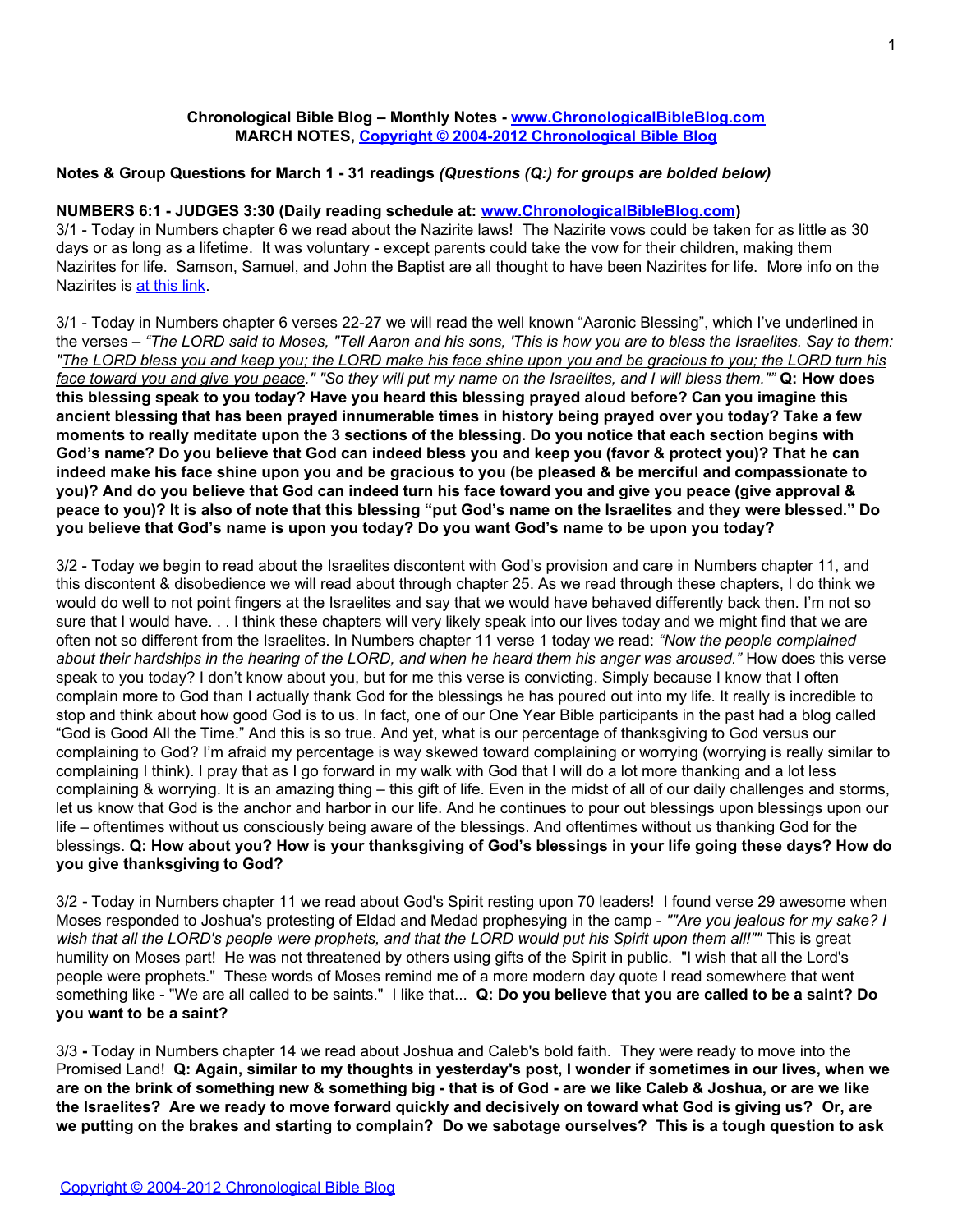**Chronological Bible Blog – Monthly Notes - www.ChronologicalBibleBlog.com**
**MARCH NOTES, Copyright © 2004-2012 Chronological Bible Blog**

**Notes & Group Questions for March 1 - 31 readings** ***(Questions (Q:) for groups are bolded below)***

**NUMBERS 6:1 - JUDGES 3:30 (Daily reading schedule at: www.ChronologicalBibleBlog.com)**

3/1 - Today in Numbers chapter 6 we read about the Nazirite laws! The Nazirite vows could be taken for as little as 30 days or as long as a lifetime. It was voluntary - except parents could take the vow for their children, making them Nazirites for life. Samson, Samuel, and John the Baptist are all thought to have been Nazirites for life. More info on the Nazirites is at this link.

3/1 - Today in Numbers chapter 6 verses 22-27 we will read the well known "Aaronic Blessing", which I've underlined in the verses – *"The LORD said to Moses, "Tell Aaron and his sons, 'This is how you are to bless the Israelites. Say to them: "The LORD bless you and keep you; the LORD make his face shine upon you and be gracious to you; the LORD turn his face toward you and give you peace." "So they will put my name on the Israelites, and I will bless them.""* **Q: How does this blessing speak to you today? Have you heard this blessing prayed aloud before? Can you imagine this ancient blessing that has been prayed innumerable times in history being prayed over you today? Take a few moments to really meditate upon the 3 sections of the blessing. Do you notice that each section begins with God's name? Do you believe that God can indeed bless you and keep you (favor & protect you)? That he can indeed make his face shine upon you and be gracious to you (be pleased & be merciful and compassionate to you)? And do you believe that God can indeed turn his face toward you and give you peace (give approval & peace to you)? It is also of note that this blessing "put God's name on the Israelites and they were blessed." Do you believe that God's name is upon you today? Do you want God's name to be upon you today?**

3/2 - Today we begin to read about the Israelites discontent with God's provision and care in Numbers chapter 11, and this discontent & disobedience we will read about through chapter 25. As we read through these chapters, I do think we would do well to not point fingers at the Israelites and say that we would have behaved differently back then. I'm not so sure that I would have. . . I think these chapters will very likely speak into our lives today and we might find that we are often not so different from the Israelites. In Numbers chapter 11 verse 1 today we read: *"Now the people complained about their hardships in the hearing of the LORD, and when he heard them his anger was aroused."* How does this verse speak to you today? I don't know about you, but for me this verse is convicting. Simply because I know that I often complain more to God than I actually thank God for the blessings he has poured out into my life. It really is incredible to stop and think about how good God is to us. In fact, one of our One Year Bible participants in the past had a blog called "God is Good All the Time." And this is so true. And yet, what is our percentage of thanksgiving to God versus our complaining to God? I'm afraid my percentage is way skewed toward complaining or worrying (worrying is really similar to complaining I think). I pray that as I go forward in my walk with God that I will do a lot more thanking and a lot less complaining & worrying. It is an amazing thing – this gift of life. Even in the midst of all of our daily challenges and storms, let us know that God is the anchor and harbor in our life. And he continues to pour out blessings upon blessings upon our life – oftentimes without us consciously being aware of the blessings. And oftentimes without us thanking God for the blessings. **Q: How about you? How is your thanksgiving of God's blessings in your life going these days? How do you give thanksgiving to God?**

3/2 **-** Today in Numbers chapter 11 we read about God's Spirit resting upon 70 leaders! I found verse 29 awesome when Moses responded to Joshua's protesting of Eldad and Medad prophesying in the camp - *""Are you jealous for my sake? I wish that all the LORD's people were prophets, and that the LORD would put his Spirit upon them all!""* This is great humility on Moses part! He was not threatened by others using gifts of the Spirit in public. "I wish that all the Lord's people were prophets." These words of Moses remind me of a more modern day quote I read somewhere that went something like - "We are all called to be saints." I like that... **Q: Do you believe that you are called to be a saint? Do you want to be a saint?**

3/3 **-** Today in Numbers chapter 14 we read about Joshua and Caleb's bold faith. They were ready to move into the Promised Land! **Q: Again, similar to my thoughts in yesterday's post, I wonder if sometimes in our lives, when we are on the brink of something new & something big - that is of God - are we like Caleb & Joshua, or are we like the Israelites? Are we ready to move forward quickly and decisively on toward what God is giving us? Or, are we putting on the brakes and starting to complain? Do we sabotage ourselves? This is a tough question to ask**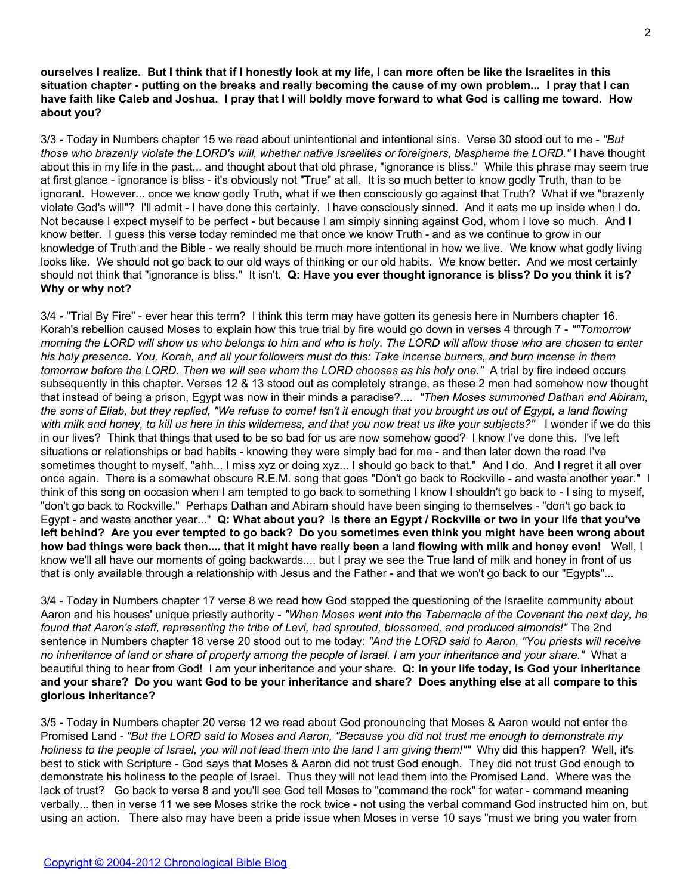**ourselves I realize. But I think that if I honestly look at my life, I can more often be like the Israelites in this situation chapter - putting on the breaks and really becoming the cause of my own problem... I pray that I can have faith like Caleb and Joshua. I pray that I will boldly move forward to what God is calling me toward. How about you?**

3/3 **-** Today in Numbers chapter 15 we read about unintentional and intentional sins. Verse 30 stood out to me - *"But those who brazenly violate the LORD's will, whether native Israelites or foreigners, blaspheme the LORD."* I have thought about this in my life in the past... and thought about that old phrase, "ignorance is bliss." While this phrase may seem true at first glance - ignorance is bliss - it's obviously not "True" at all. It is so much better to know godly Truth, than to be ignorant. However... once we know godly Truth, what if we then consciously go against that Truth? What if we "brazenly violate God's will"? I'll admit - I have done this certainly. I have consciously sinned. And it eats me up inside when I do. Not because I expect myself to be perfect - but because I am simply sinning against God, whom I love so much. And I know better. I guess this verse today reminded me that once we know Truth - and as we continue to grow in our knowledge of Truth and the Bible - we really should be much more intentional in how we live. We know what godly living looks like. We should not go back to our old ways of thinking or our old habits. We know better. And we most certainly should not think that "ignorance is bliss." It isn't. **Q: Have you ever thought ignorance is bliss? Do you think it is? Why or why not?**

3/4 **-** "Trial By Fire" - ever hear this term? I think this term may have gotten its genesis here in Numbers chapter 16. Korah's rebellion caused Moses to explain how this true trial by fire would go down in verses 4 through 7 - *""Tomorrow morning the LORD will show us who belongs to him and who is holy. The LORD will allow those who are chosen to enter his holy presence. You, Korah, and all your followers must do this: Take incense burners, and burn incense in them tomorrow before the LORD. Then we will see whom the LORD chooses as his holy one."* A trial by fire indeed occurs subsequently in this chapter. Verses 12 & 13 stood out as completely strange, as these 2 men had somehow now thought that instead of being a prison, Egypt was now in their minds a paradise?.... *"Then Moses summoned Dathan and Abiram, the sons of Eliab, but they replied, "We refuse to come! Isn't it enough that you brought us out of Egypt, a land flowing with milk and honey, to kill us here in this wilderness, and that you now treat us like your subjects?"* I wonder if we do this in our lives? Think that things that used to be so bad for us are now somehow good? I know I've done this. I've left situations or relationships or bad habits - knowing they were simply bad for me - and then later down the road I've sometimes thought to myself, "ahh... I miss xyz or doing xyz... I should go back to that." And I do. And I regret it all over once again. There is a somewhat obscure R.E.M. song that goes "Don't go back to Rockville - and waste another year." I think of this song on occasion when I am tempted to go back to something I know I shouldn't go back to - I sing to myself, "don't go back to Rockville." Perhaps Dathan and Abiram should have been singing to themselves - "don't go back to Egypt - and waste another year..." **Q: What about you? Is there an Egypt / Rockville or two in your life that you've left behind? Are you ever tempted to go back? Do you sometimes even think you might have been wrong about how bad things were back then.... that it might have really been a land flowing with milk and honey even!** Well, I know we'll all have our moments of going backwards.... but I pray we see the True land of milk and honey in front of us that is only available through a relationship with Jesus and the Father - and that we won't go back to our "Egypts"...

3/4 - Today in Numbers chapter 17 verse 8 we read how God stopped the questioning of the Israelite community about Aaron and his houses' unique priestly authority - *"When Moses went into the Tabernacle of the Covenant the next day, he found that Aaron's staff, representing the tribe of Levi, had sprouted, blossomed, and produced almonds!"* The 2nd sentence in Numbers chapter 18 verse 20 stood out to me today: *"And the LORD said to Aaron, "You priests will receive no inheritance of land or share of property among the people of Israel. I am your inheritance and your share."* What a beautiful thing to hear from God! I am your inheritance and your share. **Q: In your life today, is God your inheritance and your share? Do you want God to be your inheritance and share? Does anything else at all compare to this glorious inheritance?**

3/5 **-** Today in Numbers chapter 20 verse 12 we read about God pronouncing that Moses & Aaron would not enter the Promised Land - *"But the LORD said to Moses and Aaron, "Because you did not trust me enough to demonstrate my holiness to the people of Israel, you will not lead them into the land I am giving them!""* Why did this happen? Well, it's best to stick with Scripture - God says that Moses & Aaron did not trust God enough. They did not trust God enough to demonstrate his holiness to the people of Israel. Thus they will not lead them into the Promised Land. Where was the lack of trust? Go back to verse 8 and you'll see God tell Moses to "command the rock" for water - command meaning verbally... then in verse 11 we see Moses strike the rock twice - not using the verbal command God instructed him on, but using an action. There also may have been a pride issue when Moses in verse 10 says "must we bring you water from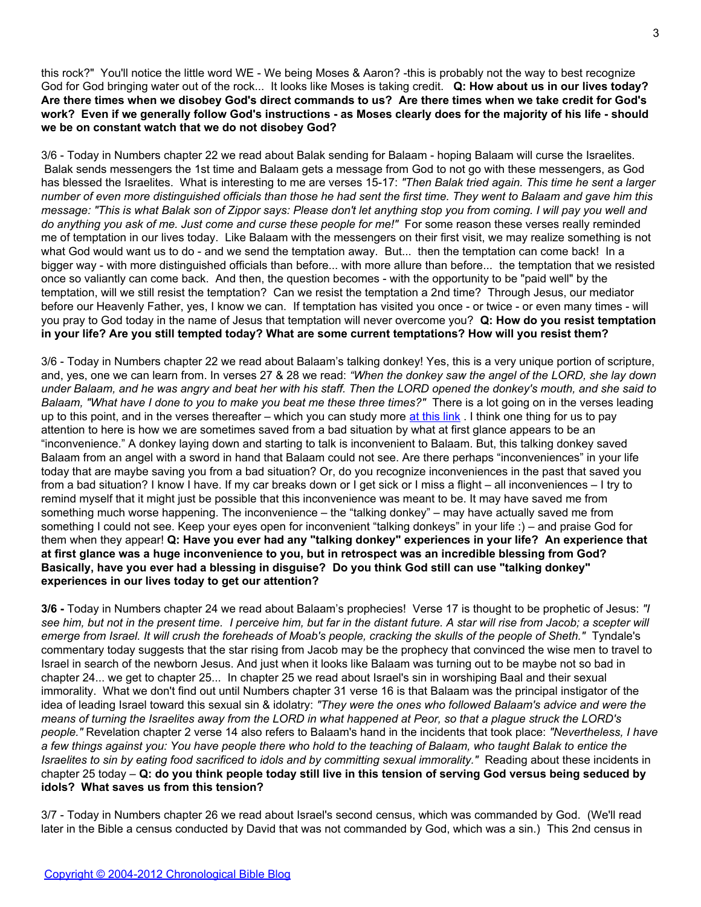this rock?" You'll notice the little word WE - We being Moses & Aaron? -this is probably not the way to best recognize God for God bringing water out of the rock... It looks like Moses is taking credit. **Q: How about us in our lives today? Are there times when we disobey God's direct commands to us? Are there times when we take credit for God's work? Even if we generally follow God's instructions - as Moses clearly does for the majority of his life - should we be on constant watch that we do not disobey God?**

3/6 - Today in Numbers chapter 22 we read about Balak sending for Balaam - hoping Balaam will curse the Israelites. Balak sends messengers the 1st time and Balaam gets a message from God to not go with these messengers, as God has blessed the Israelites. What is interesting to me are verses 15-17: *"Then Balak tried again. This time he sent a larger number of even more distinguished officials than those he had sent the first time. They went to Balaam and gave him this message: "This is what Balak son of Zippor says: Please don't let anything stop you from coming. I will pay you well and do anything you ask of me. Just come and curse these people for me!"* For some reason these verses really reminded me of temptation in our lives today. Like Balaam with the messengers on their first visit, we may realize something is not what God would want us to do - and we send the temptation away. But... then the temptation can come back! In a bigger way - with more distinguished officials than before... with more allure than before... the temptation that we resisted once so valiantly can come back. And then, the question becomes - with the opportunity to be "paid well" by the temptation, will we still resist the temptation? Can we resist the temptation a 2nd time? Through Jesus, our mediator before our Heavenly Father, yes, I know we can. If temptation has visited you once - or twice - or even many times - will you pray to God today in the name of Jesus that temptation will never overcome you? **Q: How do you resist temptation in your life? Are you still tempted today? What are some current temptations? How will you resist them?**

3/6 - Today in Numbers chapter 22 we read about Balaam's talking donkey! Yes, this is a very unique portion of scripture, and, yes, one we can learn from. In verses 27 & 28 we read: *"When the donkey saw the angel of the LORD, she lay down under Balaam, and he was angry and beat her with his staff. Then the LORD opened the donkey's mouth, and she said to Balaam, "What have I done to you to make you beat me these three times?"* There is a lot going on in the verses leading up to this point, and in the verses thereafter – which you can study more at this link . I think one thing for us to pay attention to here is how we are sometimes saved from a bad situation by what at first glance appears to be an "inconvenience." A donkey laying down and starting to talk is inconvenient to Balaam. But, this talking donkey saved Balaam from an angel with a sword in hand that Balaam could not see. Are there perhaps "inconveniences" in your life today that are maybe saving you from a bad situation? Or, do you recognize inconveniences in the past that saved you from a bad situation? I know I have. If my car breaks down or I get sick or I miss a flight – all inconveniences – I try to remind myself that it might just be possible that this inconvenience was meant to be. It may have saved me from something much worse happening. The inconvenience – the "talking donkey" – may have actually saved me from something I could not see. Keep your eyes open for inconvenient "talking donkeys" in your life :) – and praise God for them when they appear! **Q: Have you ever had any "talking donkey" experiences in your life? An experience that at first glance was a huge inconvenience to you, but in retrospect was an incredible blessing from God? Basically, have you ever had a blessing in disguise? Do you think God still can use "talking donkey" experiences in our lives today to get our attention?**

**3/6 -** Today in Numbers chapter 24 we read about Balaam's prophecies! Verse 17 is thought to be prophetic of Jesus: *"I see him, but not in the present time. I perceive him, but far in the distant future. A star will rise from Jacob; a scepter will emerge from Israel. It will crush the foreheads of Moab's people, cracking the skulls of the people of Sheth."* Tyndale's commentary today suggests that the star rising from Jacob may be the prophecy that convinced the wise men to travel to Israel in search of the newborn Jesus. And just when it looks like Balaam was turning out to be maybe not so bad in chapter 24... we get to chapter 25... In chapter 25 we read about Israel's sin in worshiping Baal and their sexual immorality. What we don't find out until Numbers chapter 31 verse 16 is that Balaam was the principal instigator of the idea of leading Israel toward this sexual sin & idolatry: *"They were the ones who followed Balaam's advice and were the means of turning the Israelites away from the LORD in what happened at Peor, so that a plague struck the LORD's people."* Revelation chapter 2 verse 14 also refers to Balaam's hand in the incidents that took place: *"Nevertheless, I have a few things against you: You have people there who hold to the teaching of Balaam, who taught Balak to entice the Israelites to sin by eating food sacrificed to idols and by committing sexual immorality."* Reading about these incidents in chapter 25 today – **Q: do you think people today still live in this tension of serving God versus being seduced by idols? What saves us from this tension?**

3/7 - Today in Numbers chapter 26 we read about Israel's second census, which was commanded by God. (We'll read later in the Bible a census conducted by David that was not commanded by God, which was a sin.) This 2nd census in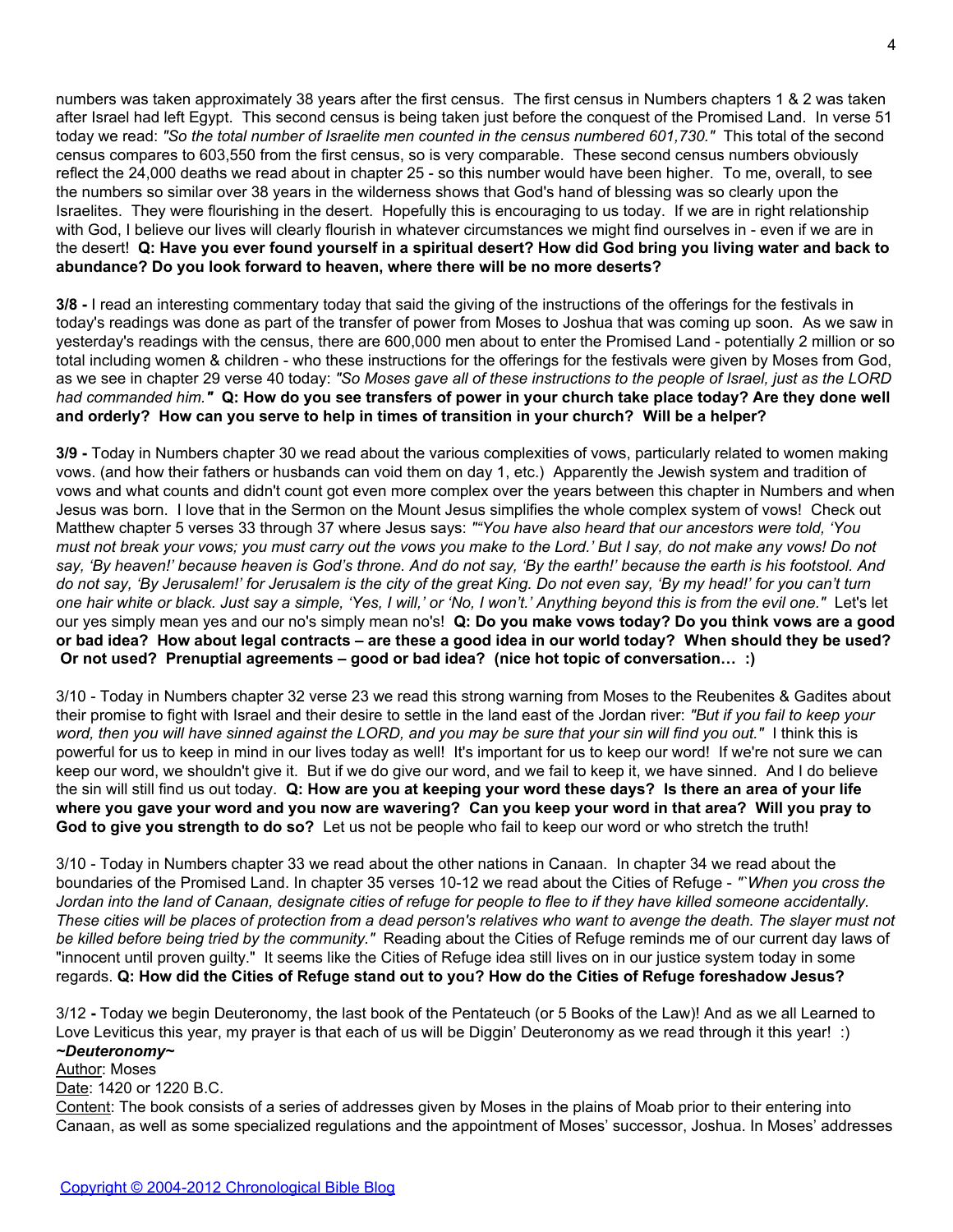numbers was taken approximately 38 years after the first census. The first census in Numbers chapters 1 & 2 was taken after Israel had left Egypt. This second census is being taken just before the conquest of the Promised Land. In verse 51 today we read: *"So the total number of Israelite men counted in the census numbered 601,730."* This total of the second census compares to 603,550 from the first census, so is very comparable. These second census numbers obviously reflect the 24,000 deaths we read about in chapter 25 - so this number would have been higher. To me, overall, to see the numbers so similar over 38 years in the wilderness shows that God's hand of blessing was so clearly upon the Israelites. They were flourishing in the desert. Hopefully this is encouraging to us today. If we are in right relationship with God, I believe our lives will clearly flourish in whatever circumstances we might find ourselves in - even if we are in the desert! **Q: Have you ever found yourself in a spiritual desert? How did God bring you living water and back to abundance? Do you look forward to heaven, where there will be no more deserts?**

**3/8 -** I read an interesting commentary today that said the giving of the instructions of the offerings for the festivals in today's readings was done as part of the transfer of power from Moses to Joshua that was coming up soon. As we saw in yesterday's readings with the census, there are 600,000 men about to enter the Promised Land - potentially 2 million or so total including women & children - who these instructions for the offerings for the festivals were given by Moses from God, as we see in chapter 29 verse 40 today: *"So Moses gave all of these instructions to the people of Israel, just as the LORD had commanded him."* **Q: How do you see transfers of power in your church take place today? Are they done well and orderly? How can you serve to help in times of transition in your church? Will be a helper?**

**3/9 -** Today in Numbers chapter 30 we read about the various complexities of vows, particularly related to women making vows. (and how their fathers or husbands can void them on day 1, etc.) Apparently the Jewish system and tradition of vows and what counts and didn't count got even more complex over the years between this chapter in Numbers and when Jesus was born. I love that in the Sermon on the Mount Jesus simplifies the whole complex system of vows! Check out Matthew chapter 5 verses 33 through 37 where Jesus says: *""You have also heard that our ancestors were told, 'You must not break your vows; you must carry out the vows you make to the Lord.' But I say, do not make any vows! Do not say, 'By heaven!' because heaven is God's throne. And do not say, 'By the earth!' because the earth is his footstool. And do not say, 'By Jerusalem!' for Jerusalem is the city of the great King. Do not even say, 'By my head!' for you can't turn one hair white or black. Just say a simple, 'Yes, I will,' or 'No, I won't.' Anything beyond this is from the evil one."* Let's let our yes simply mean yes and our no's simply mean no's! **Q: Do you make vows today? Do you think vows are a good or bad idea? How about legal contracts – are these a good idea in our world today? When should they be used? Or not used? Prenuptial agreements – good or bad idea? (nice hot topic of conversation… :)**

3/10 - Today in Numbers chapter 32 verse 23 we read this strong warning from Moses to the Reubenites & Gadites about their promise to fight with Israel and their desire to settle in the land east of the Jordan river: *"But if you fail to keep your word, then you will have sinned against the LORD, and you may be sure that your sin will find you out."* I think this is powerful for us to keep in mind in our lives today as well! It's important for us to keep our word! If we're not sure we can keep our word, we shouldn't give it. But if we do give our word, and we fail to keep it, we have sinned. And I do believe the sin will still find us out today. **Q: How are you at keeping your word these days? Is there an area of your life where you gave your word and you now are wavering? Can you keep your word in that area? Will you pray to God to give you strength to do so?** Let us not be people who fail to keep our word or who stretch the truth!

3/10 - Today in Numbers chapter 33 we read about the other nations in Canaan. In chapter 34 we read about the boundaries of the Promised Land. In chapter 35 verses 10-12 we read about the Cities of Refuge - *"`When you cross the Jordan into the land of Canaan, designate cities of refuge for people to flee to if they have killed someone accidentally. These cities will be places of protection from a dead person's relatives who want to avenge the death. The slayer must not be killed before being tried by the community."* Reading about the Cities of Refuge reminds me of our current day laws of "innocent until proven guilty." It seems like the Cities of Refuge idea still lives on in our justice system today in some regards. **Q: How did the Cities of Refuge stand out to you? How do the Cities of Refuge foreshadow Jesus?**

3/12 **-** Today we begin Deuteronomy, the last book of the Pentateuch (or 5 Books of the Law)! And as we all Learned to Love Leviticus this year, my prayer is that each of us will be Diggin' Deuteronomy as we read through it this year! :)

***~Deuteronomy~***

Author: Moses

Date: 1420 or 1220 B.C.

Content: The book consists of a series of addresses given by Moses in the plains of Moab prior to their entering into Canaan, as well as some specialized regulations and the appointment of Moses' successor, Joshua. In Moses' addresses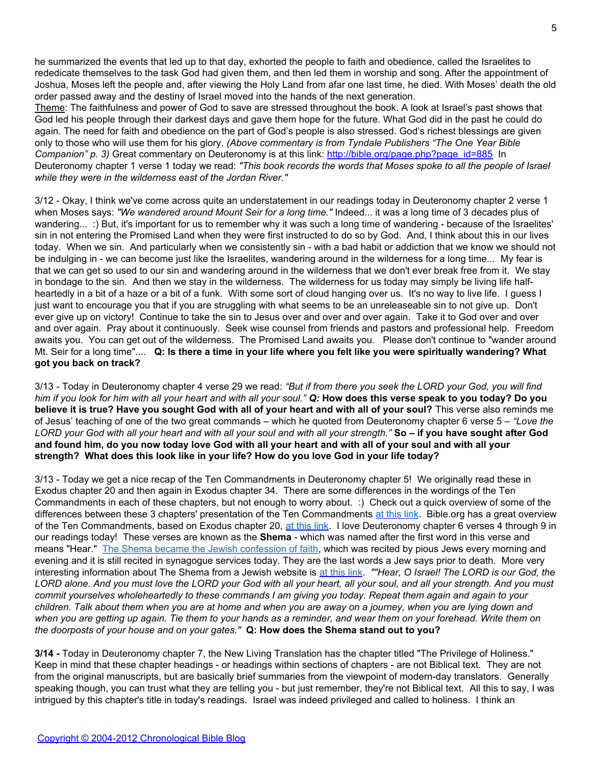he summarized the events that led up to that day, exhorted the people to faith and obedience, called the Israelites to rededicate themselves to the task God had given them, and then led them in worship and song. After the appointment of Joshua, Moses left the people and, after viewing the Holy Land from afar one last time, he died. With Moses' death the old order passed away and the destiny of Israel moved into the hands of the next generation.

Theme: The faithfulness and power of God to save are stressed throughout the book. A look at Israel's past shows that God led his people through their darkest days and gave them hope for the future. What God did in the past he could do again. The need for faith and obedience on the part of God's people is also stressed. God's richest blessings are given only to those who will use them for his glory. *(Above commentary is from Tyndale Publishers "The One Year Bible Companion" p. 3)* Great commentary on Deuteronomy is at this link: http://bible.org/page.php?page_id=885 In Deuteronomy chapter 1 verse 1 today we read: *"This book records the words that Moses spoke to all the people of Israel while they were in the wilderness east of the Jordan River."*

3/12 - Okay, I think we've come across quite an understatement in our readings today in Deuteronomy chapter 2 verse 1 when Moses says: *"We wandered around Mount Seir for a long time."* Indeed... it was a long time of 3 decades plus of wandering... :) But, it's important for us to remember why it was such a long time of wandering - because of the Israelites' sin in not entering the Promised Land when they were first instructed to do so by God. And, I think about this in our lives today. When we sin. And particularly when we consistently sin - with a bad habit or addiction that we know we should not be indulging in - we can become just like the Israelites, wandering around in the wilderness for a long time... My fear is that we can get so used to our sin and wandering around in the wilderness that we don't ever break free from it. We stay in bondage to the sin. And then we stay in the wilderness. The wilderness for us today may simply be living life half-heartedly in a bit of a haze or a bit of a funk. With some sort of cloud hanging over us. It's no way to live life. I guess I just want to encourage you that if you are struggling with what seems to be an unreleaseable sin to not give up. Don't ever give up on victory! Continue to take the sin to Jesus over and over and over again. Take it to God over and over and over again. Pray about it continuously. Seek wise counsel from friends and pastors and professional help. Freedom awaits you. You can get out of the wilderness. The Promised Land awaits you. Please don't continue to "wander around Mt. Seir for a long time".... **Q: Is there a time in your life where you felt like you were spiritually wandering? What got you back on track?**

3/13 - Today in Deuteronomy chapter 4 verse 29 we read: *"But if from there you seek the LORD your God, you will find him if you look for him with all your heart and with all your soul."* ***Q:*** **How does this verse speak to you today? Do you believe it is true? Have you sought God with all of your heart and with all of your soul?** This verse also reminds me of Jesus' teaching of one of the two great commands – which he quoted from Deuteronomy chapter 6 verse 5 – *"Love the LORD your God with all your heart and with all your soul and with all your strength."* **So – if you have sought after God and found him, do you now today love God with all your heart and with all of your soul and with all your strength? What does this look like in your life? How do you love God in your life today?**

3/13 - Today we get a nice recap of the Ten Commandments in Deuteronomy chapter 5! We originally read these in Exodus chapter 20 and then again in Exodus chapter 34. There are some differences in the wordings of the Ten Commandments in each of these chapters, but not enough to worry about. :) Check out a quick overview of some of the differences between these 3 chapters' presentation of the Ten Commandments at this link. Bible.org has a great overview of the Ten Commandments, based on Exodus chapter 20, at this link. I love Deuteronomy chapter 6 verses 4 through 9 in our readings today! These verses are known as the **Shema** - which was named after the first word in this verse and means "Hear." The Shema became the Jewish confession of faith, which was recited by pious Jews every morning and evening and it is still recited in synagogue services today. They are the last words a Jew says prior to death. More very interesting information about The Shema from a Jewish website is at this link. *""Hear, O Israel! The LORD is our God, the LORD alone. And you must love the LORD your God with all your heart, all your soul, and all your strength. And you must commit yourselves wholeheartedly to these commands I am giving you today. Repeat them again and again to your children. Talk about them when you are at home and when you are away on a journey, when you are lying down and when you are getting up again. Tie them to your hands as a reminder, and wear them on your forehead. Write them on the doorposts of your house and on your gates."* **Q: How does the Shema stand out to you?**

**3/14 -** Today in Deuteronomy chapter 7, the New Living Translation has the chapter titled "The Privilege of Holiness." Keep in mind that these chapter headings - or headings within sections of chapters - are not Biblical text. They are not from the original manuscripts, but are basically brief summaries from the viewpoint of modern-day translators. Generally speaking though, you can trust what they are telling you - but just remember, they're not Biblical text. All this to say, I was intrigued by this chapter's title in today's readings. Israel was indeed privileged and called to holiness. I think an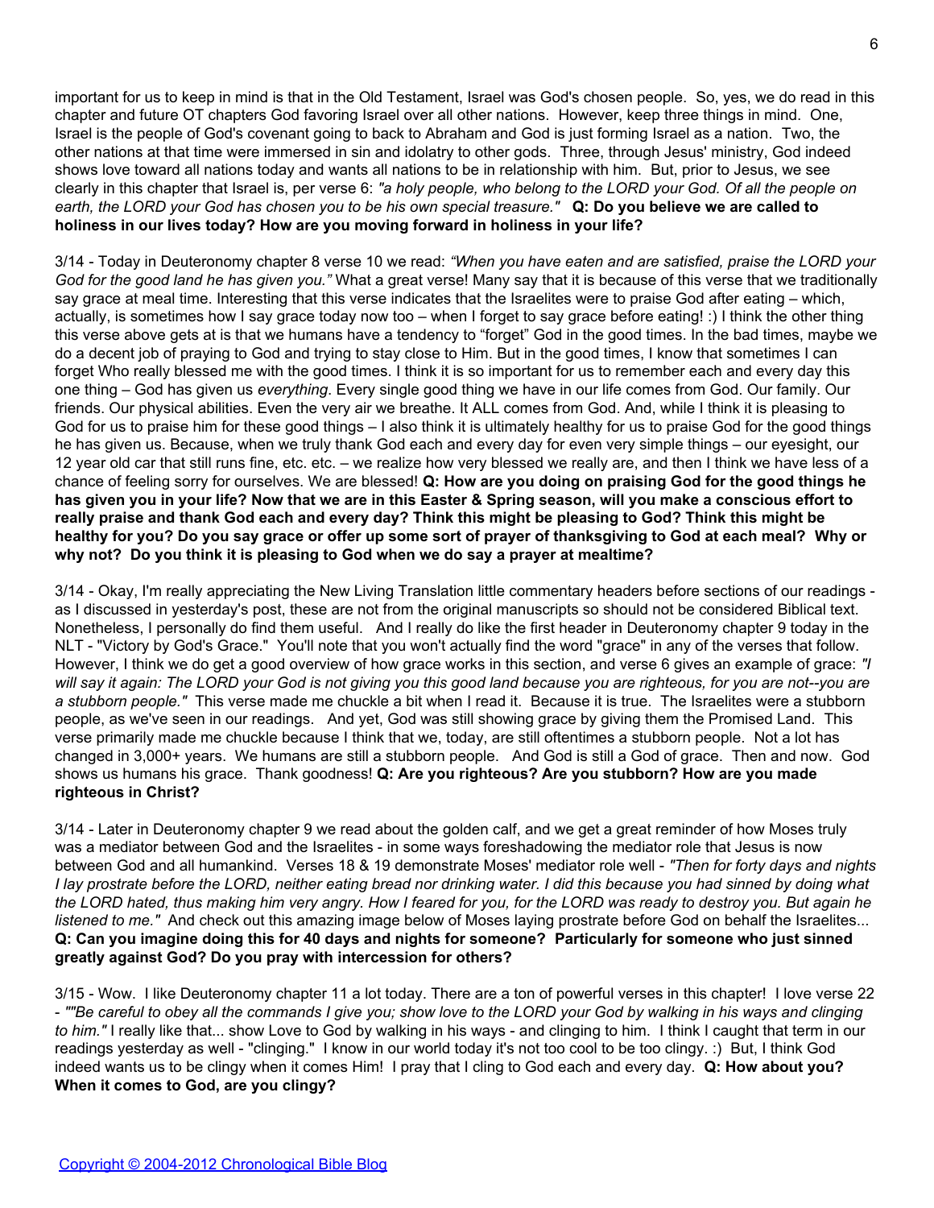important for us to keep in mind is that in the Old Testament, Israel was God's chosen people. So, yes, we do read in this chapter and future OT chapters God favoring Israel over all other nations. However, keep three things in mind. One, Israel is the people of God's covenant going to back to Abraham and God is just forming Israel as a nation. Two, the other nations at that time were immersed in sin and idolatry to other gods. Three, through Jesus' ministry, God indeed shows love toward all nations today and wants all nations to be in relationship with him. But, prior to Jesus, we see clearly in this chapter that Israel is, per verse 6: *"a holy people, who belong to the LORD your God. Of all the people on earth, the LORD your God has chosen you to be his own special treasure."* **Q: Do you believe we are called to holiness in our lives today? How are you moving forward in holiness in your life?**

3/14 - Today in Deuteronomy chapter 8 verse 10 we read: *"When you have eaten and are satisfied, praise the LORD your God for the good land he has given you."* What a great verse! Many say that it is because of this verse that we traditionally say grace at meal time. Interesting that this verse indicates that the Israelites were to praise God after eating – which, actually, is sometimes how I say grace today too – when I forget to say grace before eating! :) I think the other thing this verse above gets at is that we humans have a tendency to "forget" God in the good times. In the bad times, maybe we do a decent job of praying to God and trying to stay close to Him. But in the good times, I know that sometimes I can forget Who really blessed me with the good times. I think it is so important for us to remember each and every day this one thing – God has given us *everything*. Every single good thing we have in our life comes from God. Our family. Our friends. Our physical abilities. Even the very air we breathe. It ALL comes from God. And, while I think it is pleasing to God for us to praise him for these good things – I also think it is ultimately healthy for us to praise God for the good things he has given us. Because, when we truly thank God each and every day for even very simple things – our eyesight, our 12 year old car that still runs fine, etc. etc. – we realize how very blessed we really are, and then I think we have less of a chance of feeling sorry for ourselves. We are blessed! **Q: How are you doing on praising God for the good things he has given you in your life? Now that we are in this Easter & Spring season, will you make a conscious effort to really praise and thank God each and every day? Think this might be pleasing to God? Think this might be healthy for you? Do you say grace or offer up some sort of prayer of thanksgiving to God at each meal? Why or why not? Do you think it is pleasing to God when we do say a prayer at mealtime?**

3/14 - Okay, I'm really appreciating the New Living Translation little commentary headers before sections of our readings - as I discussed in yesterday's post, these are not from the original manuscripts so should not be considered Biblical text. Nonetheless, I personally do find them useful. And I really do like the first header in Deuteronomy chapter 9 today in the NLT - "Victory by God's Grace." You'll note that you won't actually find the word "grace" in any of the verses that follow. However, I think we do get a good overview of how grace works in this section, and verse 6 gives an example of grace: *"I will say it again: The LORD your God is not giving you this good land because you are righteous, for you are not--you are a stubborn people."* This verse made me chuckle a bit when I read it. Because it is true. The Israelites were a stubborn people, as we've seen in our readings. And yet, God was still showing grace by giving them the Promised Land. This verse primarily made me chuckle because I think that we, today, are still oftentimes a stubborn people. Not a lot has changed in 3,000+ years. We humans are still a stubborn people. And God is still a God of grace. Then and now. God shows us humans his grace. Thank goodness! **Q: Are you righteous? Are you stubborn? How are you made righteous in Christ?**

3/14 - Later in Deuteronomy chapter 9 we read about the golden calf, and we get a great reminder of how Moses truly was a mediator between God and the Israelites - in some ways foreshadowing the mediator role that Jesus is now between God and all humankind. Verses 18 & 19 demonstrate Moses' mediator role well - *"Then for forty days and nights I lay prostrate before the LORD, neither eating bread nor drinking water. I did this because you had sinned by doing what the LORD hated, thus making him very angry. How I feared for you, for the LORD was ready to destroy you. But again he listened to me."* And check out this amazing image below of Moses laying prostrate before God on behalf the Israelites... **Q: Can you imagine doing this for 40 days and nights for someone? Particularly for someone who just sinned greatly against God? Do you pray with intercession for others?**

3/15 - Wow. I like Deuteronomy chapter 11 a lot today. There are a ton of powerful verses in this chapter! I love verse 22 - *""Be careful to obey all the commands I give you; show love to the LORD your God by walking in his ways and clinging to him."* I really like that... show Love to God by walking in his ways - and clinging to him. I think I caught that term in our readings yesterday as well - "clinging." I know in our world today it's not too cool to be too clingy. :) But, I think God indeed wants us to be clingy when it comes Him! I pray that I cling to God each and every day. **Q: How about you? When it comes to God, are you clingy?**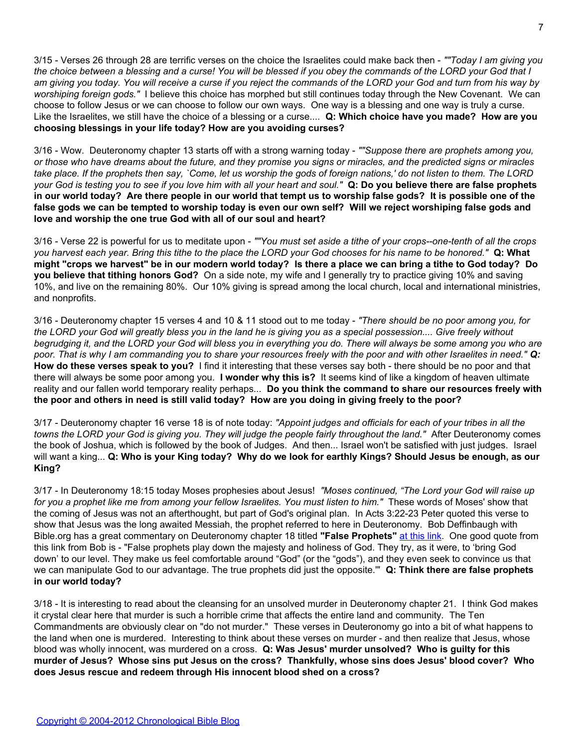3/15 - Verses 26 through 28 are terrific verses on the choice the Israelites could make back then - *""Today I am giving you the choice between a blessing and a curse! You will be blessed if you obey the commands of the LORD your God that I am giving you today. You will receive a curse if you reject the commands of the LORD your God and turn from his way by worshiping foreign gods."* I believe this choice has morphed but still continues today through the New Covenant. We can choose to follow Jesus or we can choose to follow our own ways. One way is a blessing and one way is truly a curse. Like the Israelites, we still have the choice of a blessing or a curse.... **Q: Which choice have you made? How are you choosing blessings in your life today? How are you avoiding curses?**

3/16 - Wow. Deuteronomy chapter 13 starts off with a strong warning today - *""Suppose there are prophets among you, or those who have dreams about the future, and they promise you signs or miracles, and the predicted signs or miracles take place. If the prophets then say, `Come, let us worship the gods of foreign nations,' do not listen to them. The LORD your God is testing you to see if you love him with all your heart and soul."* **Q: Do you believe there are false prophets in our world today? Are there people in our world that tempt us to worship false gods? It is possible one of the false gods we can be tempted to worship today is even our own self? Will we reject worshiping false gods and love and worship the one true God with all of our soul and heart?**

3/16 - Verse 22 is powerful for us to meditate upon - *""You must set aside a tithe of your crops--one-tenth of all the crops you harvest each year. Bring this tithe to the place the LORD your God chooses for his name to be honored."* **Q: What might "crops we harvest" be in our modern world today? Is there a place we can bring a tithe to God today? Do you believe that tithing honors God?** On a side note, my wife and I generally try to practice giving 10% and saving 10%, and live on the remaining 80%. Our 10% giving is spread among the local church, local and international ministries, and nonprofits.

3/16 - Deuteronomy chapter 15 verses 4 and 10 & 11 stood out to me today - *"There should be no poor among you, for the LORD your God will greatly bless you in the land he is giving you as a special possession.... Give freely without begrudging it, and the LORD your God will bless you in everything you do. There will always be some among you who are poor. That is why I am commanding you to share your resources freely with the poor and with other Israelites in need."* ***Q:*** **How do these verses speak to you?** I find it interesting that these verses say both - there should be no poor and that there will always be some poor among you. **I wonder why this is?** It seems kind of like a kingdom of heaven ultimate reality and our fallen world temporary reality perhaps... **Do you think the command to share our resources freely with the poor and others in need is still valid today? How are you doing in giving freely to the poor?**

3/17 - Deuteronomy chapter 16 verse 18 is of note today: *"Appoint judges and officials for each of your tribes in all the towns the LORD your God is giving you. They will judge the people fairly throughout the land."* After Deuteronomy comes the book of Joshua, which is followed by the book of Judges. And then... Israel won't be satisfied with just judges. Israel will want a king... **Q: Who is your King today? Why do we look for earthly Kings? Should Jesus be enough, as our King?**

3/17 - In Deuteronomy 18:15 today Moses prophesies about Jesus! *"Moses continued, "The Lord your God will raise up for you a prophet like me from among your fellow Israelites. You must listen to him."* These words of Moses' show that the coming of Jesus was not an afterthought, but part of God's original plan. In Acts 3:22-23 Peter quoted this verse to show that Jesus was the long awaited Messiah, the prophet referred to here in Deuteronomy. Bob Deffinbaugh with Bible.org has a great commentary on Deuteronomy chapter 18 titled **"False Prophets"** at this link. One good quote from this link from Bob is - "False prophets play down the majesty and holiness of God. They try, as it were, to 'bring God down' to our level. They make us feel comfortable around "God" (or the "gods"), and they even seek to convince us that we can manipulate God to our advantage. The true prophets did just the opposite.'" **Q: Think there are false prophets in our world today?**

3/18 - It is interesting to read about the cleansing for an unsolved murder in Deuteronomy chapter 21. I think God makes it crystal clear here that murder is such a horrible crime that affects the entire land and community. The Ten Commandments are obviously clear on "do not murder." These verses in Deuteronomy go into a bit of what happens to the land when one is murdered. Interesting to think about these verses on murder - and then realize that Jesus, whose blood was wholly innocent, was murdered on a cross. **Q: Was Jesus' murder unsolved? Who is guilty for this murder of Jesus? Whose sins put Jesus on the cross? Thankfully, whose sins does Jesus' blood cover? Who does Jesus rescue and redeem through His innocent blood shed on a cross?**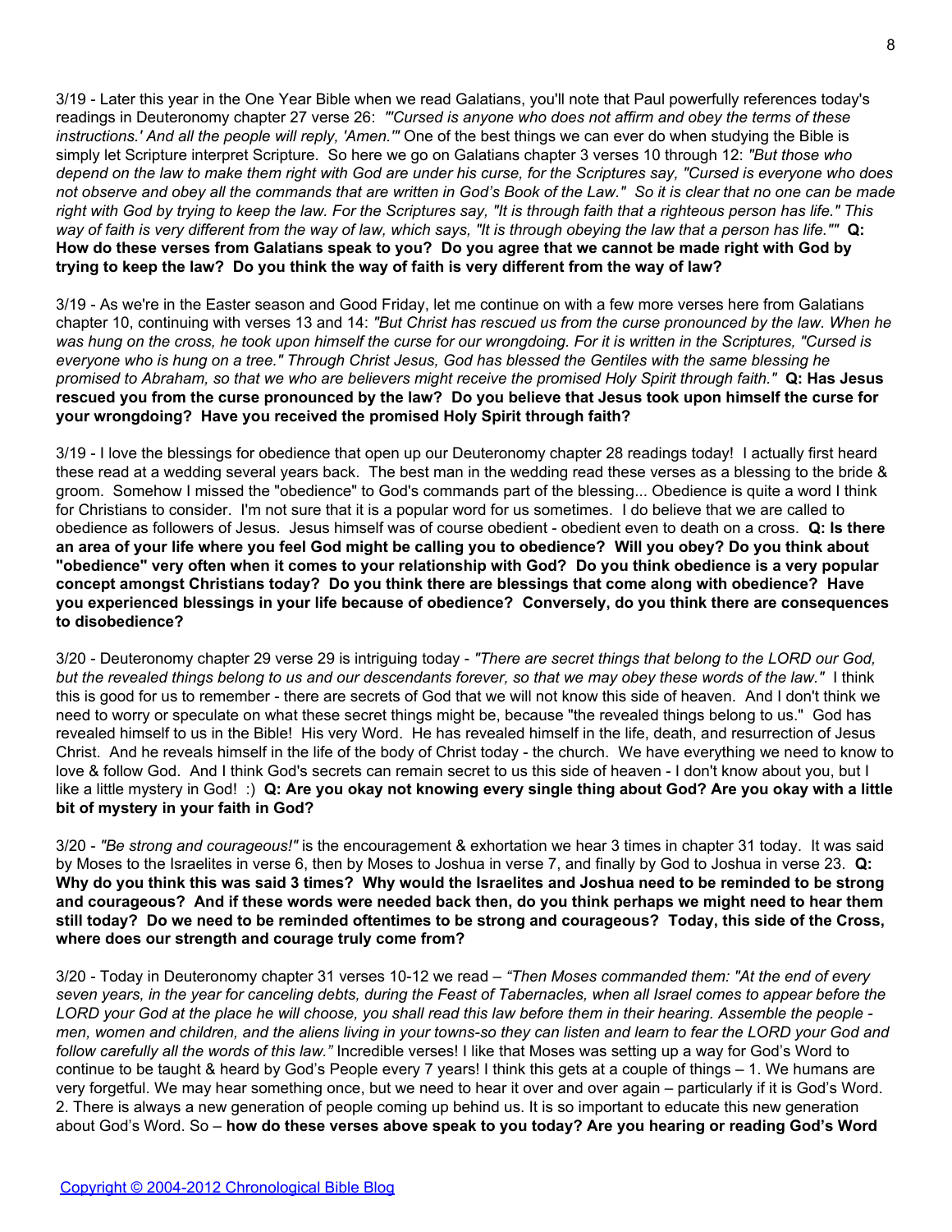3/19 - Later this year in the One Year Bible when we read Galatians, you'll note that Paul powerfully references today's readings in Deuteronomy chapter 27 verse 26: *"'Cursed is anyone who does not affirm and obey the terms of these instructions.' And all the people will reply, 'Amen.'"* One of the best things we can ever do when studying the Bible is simply let Scripture interpret Scripture. So here we go on Galatians chapter 3 verses 10 through 12: *"But those who depend on the law to make them right with God are under his curse, for the Scriptures say, "Cursed is everyone who does not observe and obey all the commands that are written in God's Book of the Law." So it is clear that no one can be made right with God by trying to keep the law. For the Scriptures say, "It is through faith that a righteous person has life." This way of faith is very different from the way of law, which says, "It is through obeying the law that a person has life.""* **Q: How do these verses from Galatians speak to you? Do you agree that we cannot be made right with God by trying to keep the law? Do you think the way of faith is very different from the way of law?**

3/19 - As we're in the Easter season and Good Friday, let me continue on with a few more verses here from Galatians chapter 10, continuing with verses 13 and 14: *"But Christ has rescued us from the curse pronounced by the law. When he was hung on the cross, he took upon himself the curse for our wrongdoing. For it is written in the Scriptures, "Cursed is everyone who is hung on a tree." Through Christ Jesus, God has blessed the Gentiles with the same blessing he promised to Abraham, so that we who are believers might receive the promised Holy Spirit through faith."* **Q: Has Jesus rescued you from the curse pronounced by the law? Do you believe that Jesus took upon himself the curse for your wrongdoing? Have you received the promised Holy Spirit through faith?**

3/19 - I love the blessings for obedience that open up our Deuteronomy chapter 28 readings today! I actually first heard these read at a wedding several years back. The best man in the wedding read these verses as a blessing to the bride & groom. Somehow I missed the "obedience" to God's commands part of the blessing... Obedience is quite a word I think for Christians to consider. I'm not sure that it is a popular word for us sometimes. I do believe that we are called to obedience as followers of Jesus. Jesus himself was of course obedient - obedient even to death on a cross. **Q: Is there an area of your life where you feel God might be calling you to obedience? Will you obey? Do you think about "obedience" very often when it comes to your relationship with God? Do you think obedience is a very popular concept amongst Christians today? Do you think there are blessings that come along with obedience? Have you experienced blessings in your life because of obedience? Conversely, do you think there are consequences to disobedience?**

3/20 - Deuteronomy chapter 29 verse 29 is intriguing today - *"There are secret things that belong to the LORD our God, but the revealed things belong to us and our descendants forever, so that we may obey these words of the law."* I think this is good for us to remember - there are secrets of God that we will not know this side of heaven. And I don't think we need to worry or speculate on what these secret things might be, because "the revealed things belong to us." God has revealed himself to us in the Bible! His very Word. He has revealed himself in the life, death, and resurrection of Jesus Christ. And he reveals himself in the life of the body of Christ today - the church. We have everything we need to know to love & follow God. And I think God's secrets can remain secret to us this side of heaven - I don't know about you, but I like a little mystery in God! :) **Q: Are you okay not knowing every single thing about God? Are you okay with a little bit of mystery in your faith in God?**

3/20 - *"Be strong and courageous!"* is the encouragement & exhortation we hear 3 times in chapter 31 today. It was said by Moses to the Israelites in verse 6, then by Moses to Joshua in verse 7, and finally by God to Joshua in verse 23. **Q: Why do you think this was said 3 times? Why would the Israelites and Joshua need to be reminded to be strong and courageous? And if these words were needed back then, do you think perhaps we might need to hear them still today? Do we need to be reminded oftentimes to be strong and courageous? Today, this side of the Cross, where does our strength and courage truly come from?**

3/20 - Today in Deuteronomy chapter 31 verses 10-12 we read – *"Then Moses commanded them: "At the end of every seven years, in the year for canceling debts, during the Feast of Tabernacles, when all Israel comes to appear before the LORD your God at the place he will choose, you shall read this law before them in their hearing. Assemble the people - men, women and children, and the aliens living in your towns-so they can listen and learn to fear the LORD your God and follow carefully all the words of this law."* Incredible verses! I like that Moses was setting up a way for God's Word to continue to be taught & heard by God's People every 7 years! I think this gets at a couple of things – 1. We humans are very forgetful. We may hear something once, but we need to hear it over and over again – particularly if it is God's Word. 2. There is always a new generation of people coming up behind us. It is so important to educate this new generation about God's Word. So – **how do these verses above speak to you today? Are you hearing or reading God's Word**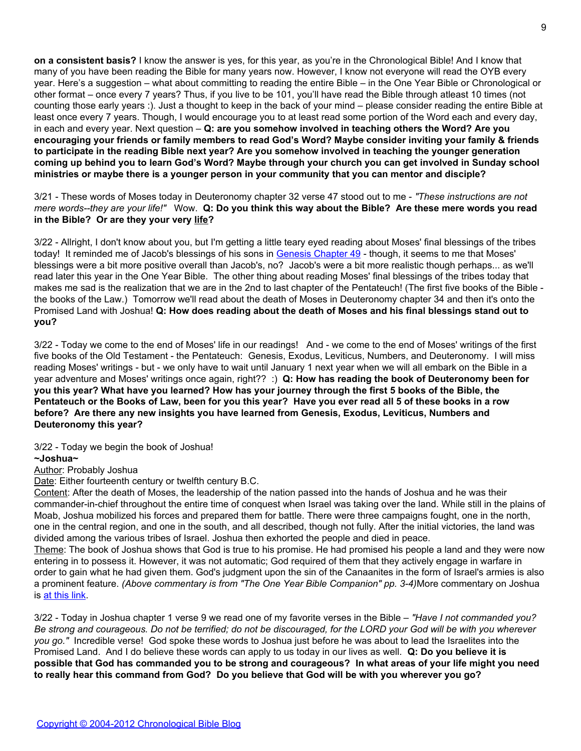**on a consistent basis?** I know the answer is yes, for this year, as you're in the Chronological Bible! And I know that many of you have been reading the Bible for many years now. However, I know not everyone will read the OYB every year. Here's a suggestion – what about committing to reading the entire Bible – in the One Year Bible or Chronological or other format – once every 7 years? Thus, if you live to be 101, you'll have read the Bible through atleast 10 times (not counting those early years :). Just a thought to keep in the back of your mind – please consider reading the entire Bible at least once every 7 years. Though, I would encourage you to at least read some portion of the Word each and every day, in each and every year. Next question – **Q: are you somehow involved in teaching others the Word? Are you encouraging your friends or family members to read God's Word? Maybe consider inviting your family & friends to participate in the reading Bible next year? Are you somehow involved in teaching the younger generation coming up behind you to learn God's Word? Maybe through your church you can get involved in Sunday school ministries or maybe there is a younger person in your community that you can mentor and disciple?**

3/21 - These words of Moses today in Deuteronomy chapter 32 verse 47 stood out to me - *"These instructions are not mere words--they are your life!"* Wow. **Q: Do you think this way about the Bible? Are these mere words you read in the Bible? Or are they your very <u>life</u>?**

3/22 - Allright, I don't know about you, but I'm getting a little teary eyed reading about Moses' final blessings of the tribes today! It reminded me of Jacob's blessings of his sons in [Genesis Chapter 49](Genesis Chapter 49) - though, it seems to me that Moses' blessings were a bit more positive overall than Jacob's, no? Jacob's were a bit more realistic though perhaps... as we'll read later this year in the One Year Bible. The other thing about reading Moses' final blessings of the tribes today that makes me sad is the realization that we are in the 2nd to last chapter of the Pentateuch! (The first five books of the Bible - the books of the Law.) Tomorrow we'll read about the death of Moses in Deuteronomy chapter 34 and then it's onto the Promised Land with Joshua! **Q: How does reading about the death of Moses and his final blessings stand out to you?**

3/22 - Today we come to the end of Moses' life in our readings! And - we come to the end of Moses' writings of the first five books of the Old Testament - the Pentateuch: Genesis, Exodus, Leviticus, Numbers, and Deuteronomy. I will miss reading Moses' writings - but - we only have to wait until January 1 next year when we will all embark on the Bible in a year adventure and Moses' writings once again, right?? :) **Q: How has reading the book of Deuteronomy been for you this year? What have you learned? How has your journey through the first 5 books of the Bible, the Pentateuch or the Books of Law, been for you this year? Have you ever read all 5 of these books in a row before? Are there any new insights you have learned from Genesis, Exodus, Leviticus, Numbers and Deuteronomy this year?**

3/22 - Today we begin the book of Joshua!

**~Joshua~**

<u>Author</u>: Probably Joshua

<u>Date</u>: Either fourteenth century or twelfth century B.C.

<u>Content</u>: After the death of Moses, the leadership of the nation passed into the hands of Joshua and he was their commander-in-chief throughout the entire time of conquest when Israel was taking over the land. While still in the plains of Moab, Joshua mobilized his forces and prepared them for battle. There were three campaigns fought, one in the north, one in the central region, and one in the south, and all described, though not fully. After the initial victories, the land was divided among the various tribes of Israel. Joshua then exhorted the people and died in peace.

<u>Theme</u>: The book of Joshua shows that God is true to his promise. He had promised his people a land and they were now entering in to possess it. However, it was not automatic; God required of them that they actively engage in warfare in order to gain what he had given them. God's judgment upon the sin of the Canaanites in the form of Israel's armies is also a prominent feature. *(Above commentary is from "The One Year Bible Companion" pp. 3-4)*More commentary on Joshua is [at this link](at this link).

3/22 - Today in Joshua chapter 1 verse 9 we read one of my favorite verses in the Bible – *"Have I not commanded you? Be strong and courageous. Do not be terrified; do not be discouraged, for the LORD your God will be with you wherever you go."* Incredible verse! God spoke these words to Joshua just before he was about to lead the Israelites into the Promised Land. And I do believe these words can apply to us today in our lives as well. **Q: Do you believe it is possible that God has commanded you to be strong and courageous? In what areas of your life might you need to really hear this command from God? Do you believe that God will be with you wherever you go?**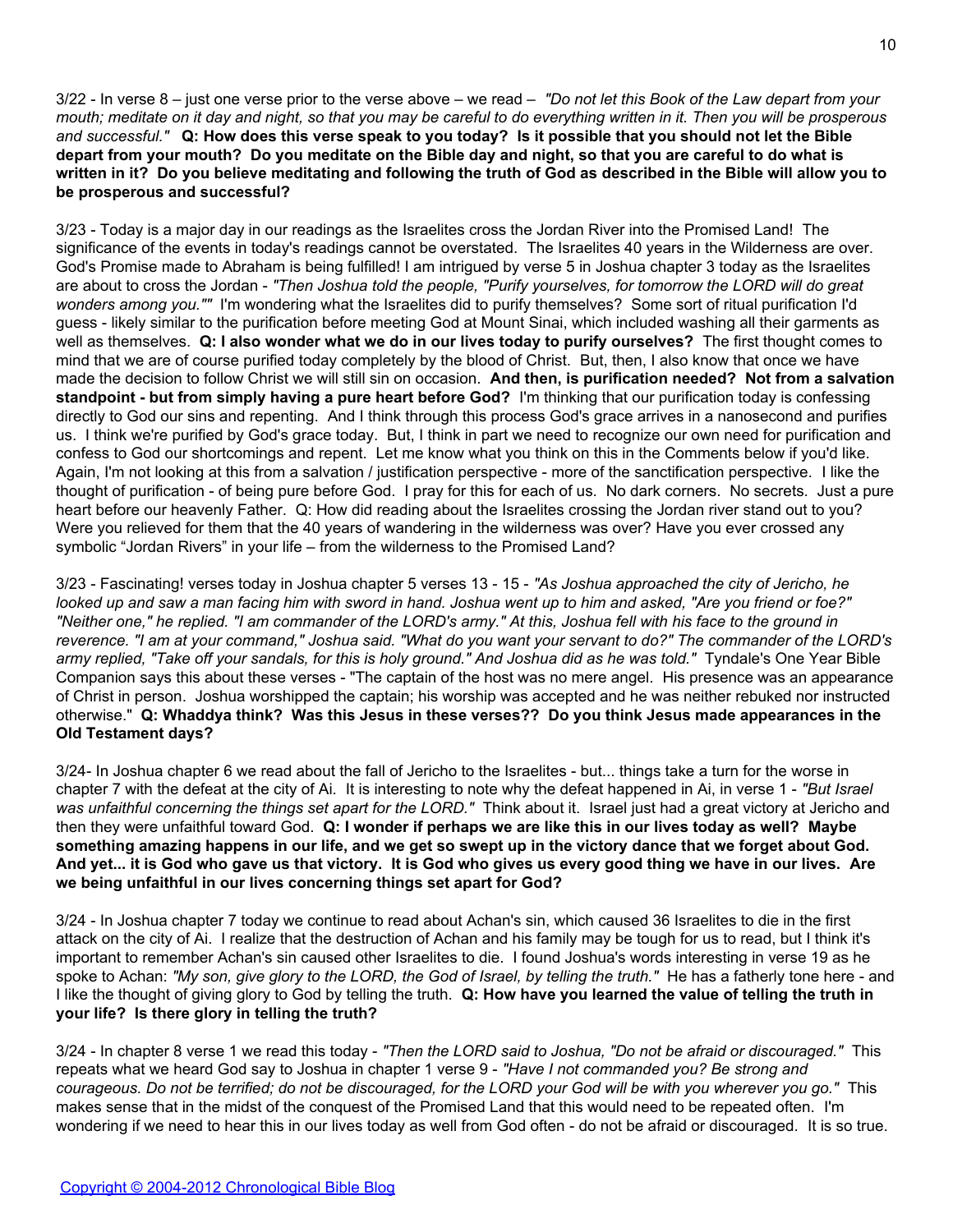3/22 - In verse 8 – just one verse prior to the verse above – we read – *"Do not let this Book of the Law depart from your mouth; meditate on it day and night, so that you may be careful to do everything written in it. Then you will be prosperous and successful."* **Q: How does this verse speak to you today? Is it possible that you should not let the Bible depart from your mouth? Do you meditate on the Bible day and night, so that you are careful to do what is written in it? Do you believe meditating and following the truth of God as described in the Bible will allow you to be prosperous and successful?**

3/23 - Today is a major day in our readings as the Israelites cross the Jordan River into the Promised Land! The significance of the events in today's readings cannot be overstated. The Israelites 40 years in the Wilderness are over. God's Promise made to Abraham is being fulfilled! I am intrigued by verse 5 in Joshua chapter 3 today as the Israelites are about to cross the Jordan - *"Then Joshua told the people, "Purify yourselves, for tomorrow the LORD will do great wonders among you.""* I'm wondering what the Israelites did to purify themselves? Some sort of ritual purification I'd guess - likely similar to the purification before meeting God at Mount Sinai, which included washing all their garments as well as themselves. **Q: I also wonder what we do in our lives today to purify ourselves?** The first thought comes to mind that we are of course purified today completely by the blood of Christ. But, then, I also know that once we have made the decision to follow Christ we will still sin on occasion. **And then, is purification needed? Not from a salvation standpoint - but from simply having a pure heart before God?** I'm thinking that our purification today is confessing directly to God our sins and repenting. And I think through this process God's grace arrives in a nanosecond and purifies us. I think we're purified by God's grace today. But, I think in part we need to recognize our own need for purification and confess to God our shortcomings and repent. Let me know what you think on this in the Comments below if you'd like. Again, I'm not looking at this from a salvation / justification perspective - more of the sanctification perspective. I like the thought of purification - of being pure before God. I pray for this for each of us. No dark corners. No secrets. Just a pure heart before our heavenly Father. Q: How did reading about the Israelites crossing the Jordan river stand out to you? Were you relieved for them that the 40 years of wandering in the wilderness was over? Have you ever crossed any symbolic "Jordan Rivers" in your life – from the wilderness to the Promised Land?

3/23 - Fascinating! verses today in Joshua chapter 5 verses 13 - 15 - *"As Joshua approached the city of Jericho, he looked up and saw a man facing him with sword in hand. Joshua went up to him and asked, "Are you friend or foe?" "Neither one," he replied. "I am commander of the LORD's army." At this, Joshua fell with his face to the ground in reverence. "I am at your command," Joshua said. "What do you want your servant to do?" The commander of the LORD's army replied, "Take off your sandals, for this is holy ground." And Joshua did as he was told."* Tyndale's One Year Bible Companion says this about these verses - "The captain of the host was no mere angel. His presence was an appearance of Christ in person. Joshua worshipped the captain; his worship was accepted and he was neither rebuked nor instructed otherwise." **Q: Whaddya think? Was this Jesus in these verses?? Do you think Jesus made appearances in the Old Testament days?**

3/24- In Joshua chapter 6 we read about the fall of Jericho to the Israelites - but... things take a turn for the worse in chapter 7 with the defeat at the city of Ai. It is interesting to note why the defeat happened in Ai, in verse 1 - *"But Israel was unfaithful concerning the things set apart for the LORD."* Think about it. Israel just had a great victory at Jericho and then they were unfaithful toward God. **Q: I wonder if perhaps we are like this in our lives today as well? Maybe something amazing happens in our life, and we get so swept up in the victory dance that we forget about God. And yet... it is God who gave us that victory. It is God who gives us every good thing we have in our lives. Are we being unfaithful in our lives concerning things set apart for God?**

3/24 - In Joshua chapter 7 today we continue to read about Achan's sin, which caused 36 Israelites to die in the first attack on the city of Ai. I realize that the destruction of Achan and his family may be tough for us to read, but I think it's important to remember Achan's sin caused other Israelites to die. I found Joshua's words interesting in verse 19 as he spoke to Achan: *"My son, give glory to the LORD, the God of Israel, by telling the truth."* He has a fatherly tone here - and I like the thought of giving glory to God by telling the truth. **Q: How have you learned the value of telling the truth in your life? Is there glory in telling the truth?**

3/24 - In chapter 8 verse 1 we read this today - *"Then the LORD said to Joshua, "Do not be afraid or discouraged."* This repeats what we heard God say to Joshua in chapter 1 verse 9 - *"Have I not commanded you? Be strong and courageous. Do not be terrified; do not be discouraged, for the LORD your God will be with you wherever you go."* This makes sense that in the midst of the conquest of the Promised Land that this would need to be repeated often. I'm wondering if we need to hear this in our lives today as well from God often - do not be afraid or discouraged. It is so true.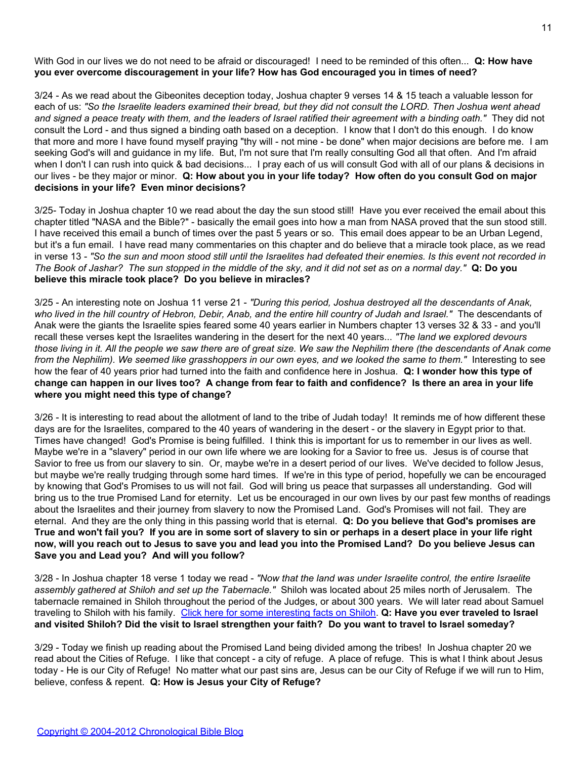With God in our lives we do not need to be afraid or discouraged! I need to be reminded of this often... **Q: How have you ever overcome discouragement in your life? How has God encouraged you in times of need?**

3/24 - As we read about the Gibeonites deception today, Joshua chapter 9 verses 14 & 15 teach a valuable lesson for each of us: *"So the Israelite leaders examined their bread, but they did not consult the LORD. Then Joshua went ahead and signed a peace treaty with them, and the leaders of Israel ratified their agreement with a binding oath."* They did not consult the Lord - and thus signed a binding oath based on a deception. I know that I don't do this enough. I do know that more and more I have found myself praying "thy will - not mine - be done" when major decisions are before me. I am seeking God's will and guidance in my life. But, I'm not sure that I'm really consulting God all that often. And I'm afraid when I don't I can rush into quick & bad decisions... I pray each of us will consult God with all of our plans & decisions in our lives - be they major or minor. **Q: How about you in your life today? How often do you consult God on major decisions in your life? Even minor decisions?**

3/25- Today in Joshua chapter 10 we read about the day the sun stood still! Have you ever received the email about this chapter titled "NASA and the Bible?" - basically the email goes into how a man from NASA proved that the sun stood still. I have received this email a bunch of times over the past 5 years or so. This email does appear to be an Urban Legend, but it's a fun email. I have read many commentaries on this chapter and do believe that a miracle took place, as we read in verse 13 - *"So the sun and moon stood still until the Israelites had defeated their enemies. Is this event not recorded in The Book of Jashar? The sun stopped in the middle of the sky, and it did not set as on a normal day."* **Q: Do you believe this miracle took place? Do you believe in miracles?**

3/25 - An interesting note on Joshua 11 verse 21 - *"During this period, Joshua destroyed all the descendants of Anak, who lived in the hill country of Hebron, Debir, Anab, and the entire hill country of Judah and Israel."* The descendants of Anak were the giants the Israelite spies feared some 40 years earlier in Numbers chapter 13 verses 32 & 33 - and you'll recall these verses kept the Israelites wandering in the desert for the next 40 years... *"The land we explored devours those living in it. All the people we saw there are of great size. We saw the Nephilim there (the descendants of Anak come from the Nephilim). We seemed like grasshoppers in our own eyes, and we looked the same to them."* Interesting to see how the fear of 40 years prior had turned into the faith and confidence here in Joshua. **Q: I wonder how this type of change can happen in our lives too? A change from fear to faith and confidence? Is there an area in your life where you might need this type of change?**

3/26 - It is interesting to read about the allotment of land to the tribe of Judah today! It reminds me of how different these days are for the Israelites, compared to the 40 years of wandering in the desert - or the slavery in Egypt prior to that. Times have changed! God's Promise is being fulfilled. I think this is important for us to remember in our lives as well. Maybe we're in a "slavery" period in our own life where we are looking for a Savior to free us. Jesus is of course that Savior to free us from our slavery to sin. Or, maybe we're in a desert period of our lives. We've decided to follow Jesus, but maybe we're really trudging through some hard times. If we're in this type of period, hopefully we can be encouraged by knowing that God's Promises to us will not fail. God will bring us peace that surpasses all understanding. God will bring us to the true Promised Land for eternity. Let us be encouraged in our own lives by our past few months of readings about the Israelites and their journey from slavery to now the Promised Land. God's Promises will not fail. They are eternal. And they are the only thing in this passing world that is eternal. **Q: Do you believe that God's promises are True and won't fail you? If you are in some sort of slavery to sin or perhaps in a desert place in your life right now, will you reach out to Jesus to save you and lead you into the Promised Land? Do you believe Jesus can Save you and Lead you? And will you follow?**

3/28 - In Joshua chapter 18 verse 1 today we read - *"Now that the land was under Israelite control, the entire Israelite assembly gathered at Shiloh and set up the Tabernacle."* Shiloh was located about 25 miles north of Jerusalem. The tabernacle remained in Shiloh throughout the period of the Judges, or about 300 years. We will later read about Samuel traveling to Shiloh with his family. Click here for some interesting facts on Shiloh. **Q: Have you ever traveled to Israel and visited Shiloh? Did the visit to Israel strengthen your faith? Do you want to travel to Israel someday?**

3/29 - Today we finish up reading about the Promised Land being divided among the tribes! In Joshua chapter 20 we read about the Cities of Refuge. I like that concept - a city of refuge. A place of refuge. This is what I think about Jesus today - He is our City of Refuge! No matter what our past sins are, Jesus can be our City of Refuge if we will run to Him, believe, confess & repent. **Q: How is Jesus your City of Refuge?**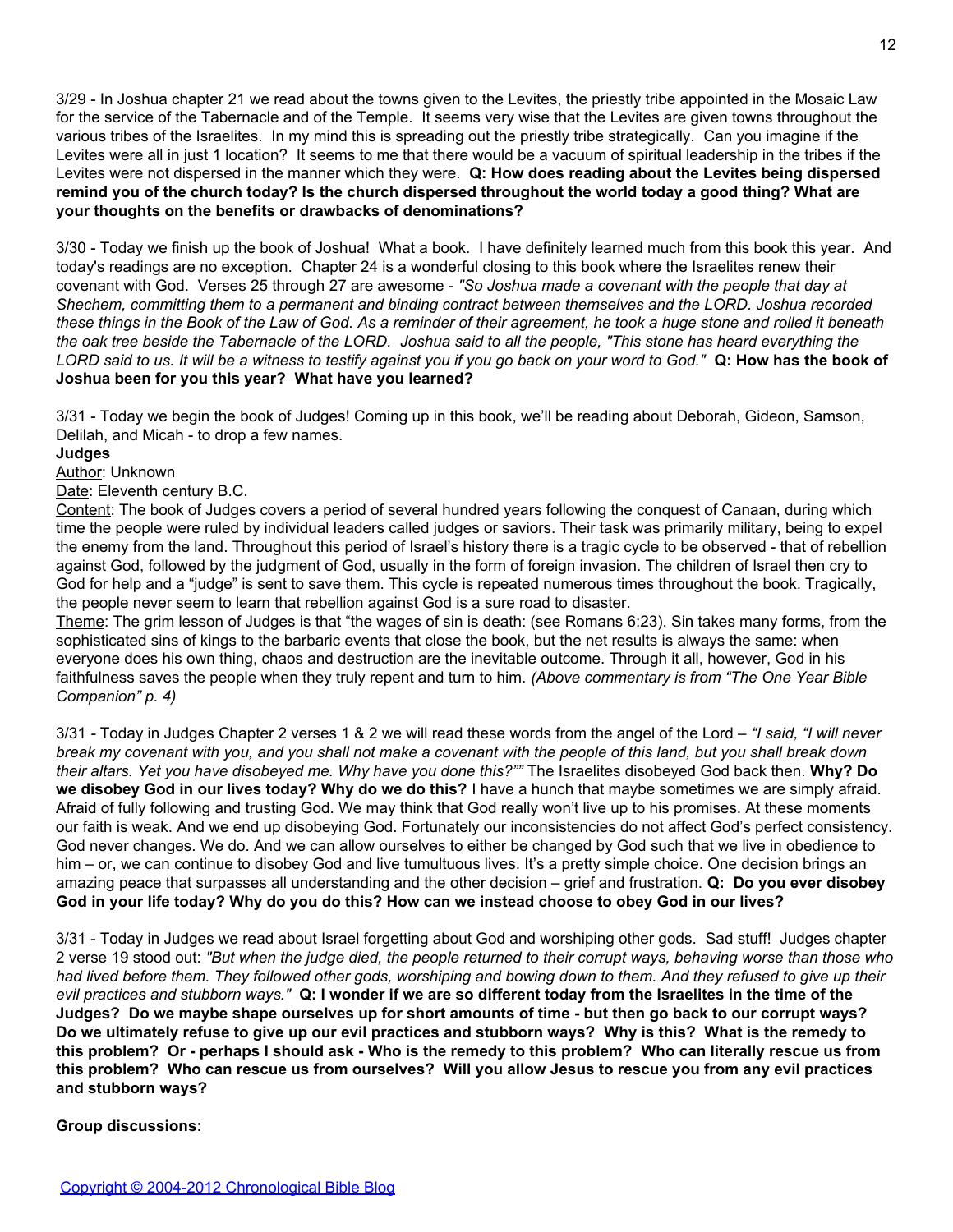3/29 - In Joshua chapter 21 we read about the towns given to the Levites, the priestly tribe appointed in the Mosaic Law for the service of the Tabernacle and of the Temple. It seems very wise that the Levites are given towns throughout the various tribes of the Israelites. In my mind this is spreading out the priestly tribe strategically. Can you imagine if the Levites were all in just 1 location? It seems to me that there would be a vacuum of spiritual leadership in the tribes if the Levites were not dispersed in the manner which they were. **Q: How does reading about the Levites being dispersed remind you of the church today? Is the church dispersed throughout the world today a good thing? What are your thoughts on the benefits or drawbacks of denominations?**

3/30 - Today we finish up the book of Joshua! What a book. I have definitely learned much from this book this year. And today's readings are no exception. Chapter 24 is a wonderful closing to this book where the Israelites renew their covenant with God. Verses 25 through 27 are awesome - *"So Joshua made a covenant with the people that day at Shechem, committing them to a permanent and binding contract between themselves and the LORD. Joshua recorded these things in the Book of the Law of God. As a reminder of their agreement, he took a huge stone and rolled it beneath the oak tree beside the Tabernacle of the LORD. Joshua said to all the people, "This stone has heard everything the LORD said to us. It will be a witness to testify against you if you go back on your word to God."* **Q: How has the book of Joshua been for you this year? What have you learned?**

3/31 - Today we begin the book of Judges! Coming up in this book, we'll be reading about Deborah, Gideon, Samson, Delilah, and Micah - to drop a few names.

**Judges**

Author: Unknown

Date: Eleventh century B.C.

Content: The book of Judges covers a period of several hundred years following the conquest of Canaan, during which time the people were ruled by individual leaders called judges or saviors. Their task was primarily military, being to expel the enemy from the land. Throughout this period of Israel's history there is a tragic cycle to be observed - that of rebellion against God, followed by the judgment of God, usually in the form of foreign invasion. The children of Israel then cry to God for help and a "judge" is sent to save them. This cycle is repeated numerous times throughout the book. Tragically, the people never seem to learn that rebellion against God is a sure road to disaster.

Theme: The grim lesson of Judges is that "the wages of sin is death: (see Romans 6:23). Sin takes many forms, from the sophisticated sins of kings to the barbaric events that close the book, but the net results is always the same: when everyone does his own thing, chaos and destruction are the inevitable outcome. Through it all, however, God in his faithfulness saves the people when they truly repent and turn to him. *(Above commentary is from "The One Year Bible Companion" p. 4)*

3/31 - Today in Judges Chapter 2 verses 1 & 2 we will read these words from the angel of the Lord – *"I said, "I will never break my covenant with you, and you shall not make a covenant with the people of this land, but you shall break down their altars. Yet you have disobeyed me. Why have you done this?""* The Israelites disobeyed God back then. **Why? Do we disobey God in our lives today? Why do we do this?** I have a hunch that maybe sometimes we are simply afraid. Afraid of fully following and trusting God. We may think that God really won't live up to his promises. At these moments our faith is weak. And we end up disobeying God. Fortunately our inconsistencies do not affect God's perfect consistency. God never changes. We do. And we can allow ourselves to either be changed by God such that we live in obedience to him – or, we can continue to disobey God and live tumultuous lives. It's a pretty simple choice. One decision brings an amazing peace that surpasses all understanding and the other decision – grief and frustration. **Q: Do you ever disobey God in your life today? Why do you do this? How can we instead choose to obey God in our lives?**

3/31 - Today in Judges we read about Israel forgetting about God and worshiping other gods. Sad stuff! Judges chapter 2 verse 19 stood out: *"But when the judge died, the people returned to their corrupt ways, behaving worse than those who had lived before them. They followed other gods, worshiping and bowing down to them. And they refused to give up their evil practices and stubborn ways."* **Q: I wonder if we are so different today from the Israelites in the time of the Judges? Do we maybe shape ourselves up for short amounts of time - but then go back to our corrupt ways? Do we ultimately refuse to give up our evil practices and stubborn ways? Why is this? What is the remedy to this problem? Or - perhaps I should ask - Who is the remedy to this problem? Who can literally rescue us from this problem? Who can rescue us from ourselves? Will you allow Jesus to rescue you from any evil practices and stubborn ways?**

**Group discussions:**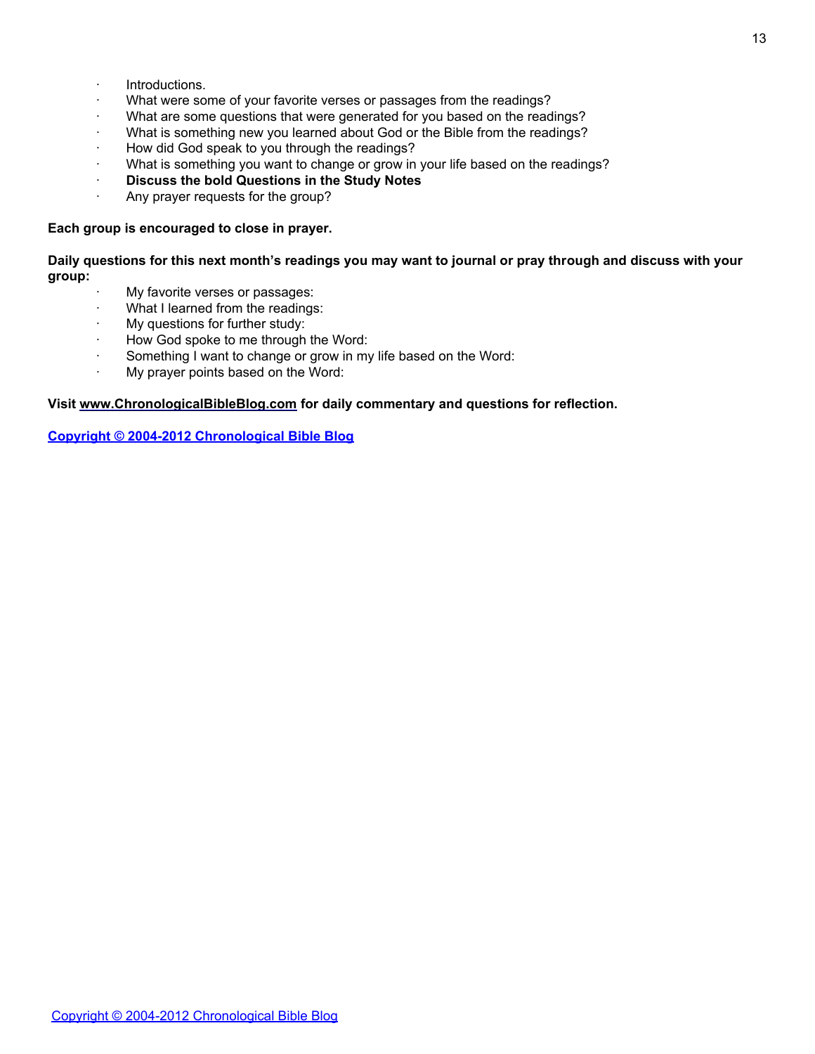- Introductions.
- What were some of your favorite verses or passages from the readings?
- What are some questions that were generated for you based on the readings?
- What is something new you learned about God or the Bible from the readings?
- How did God speak to you through the readings?
- What is something you want to change or grow in your life based on the readings?
- **Discuss the bold Questions in the Study Notes**
- Any prayer requests for the group?

**Each group is encouraged to close in prayer.**

**Daily questions for this next month's readings you may want to journal or pray through and discuss with your group:**

- My favorite verses or passages:
- What I learned from the readings:
- My questions for further study:
- How God spoke to me through the Word:
- Something I want to change or grow in my life based on the Word:
- My prayer points based on the Word:

**Visit [www.ChronologicalBibleBlog.com](http://www.ChronologicalBibleBlog.com) for daily commentary and questions for reflection.**

**[Copyright © 2004-2012 Chronological Bible Blog](http://www.ChronologicalBibleBlog.com)**